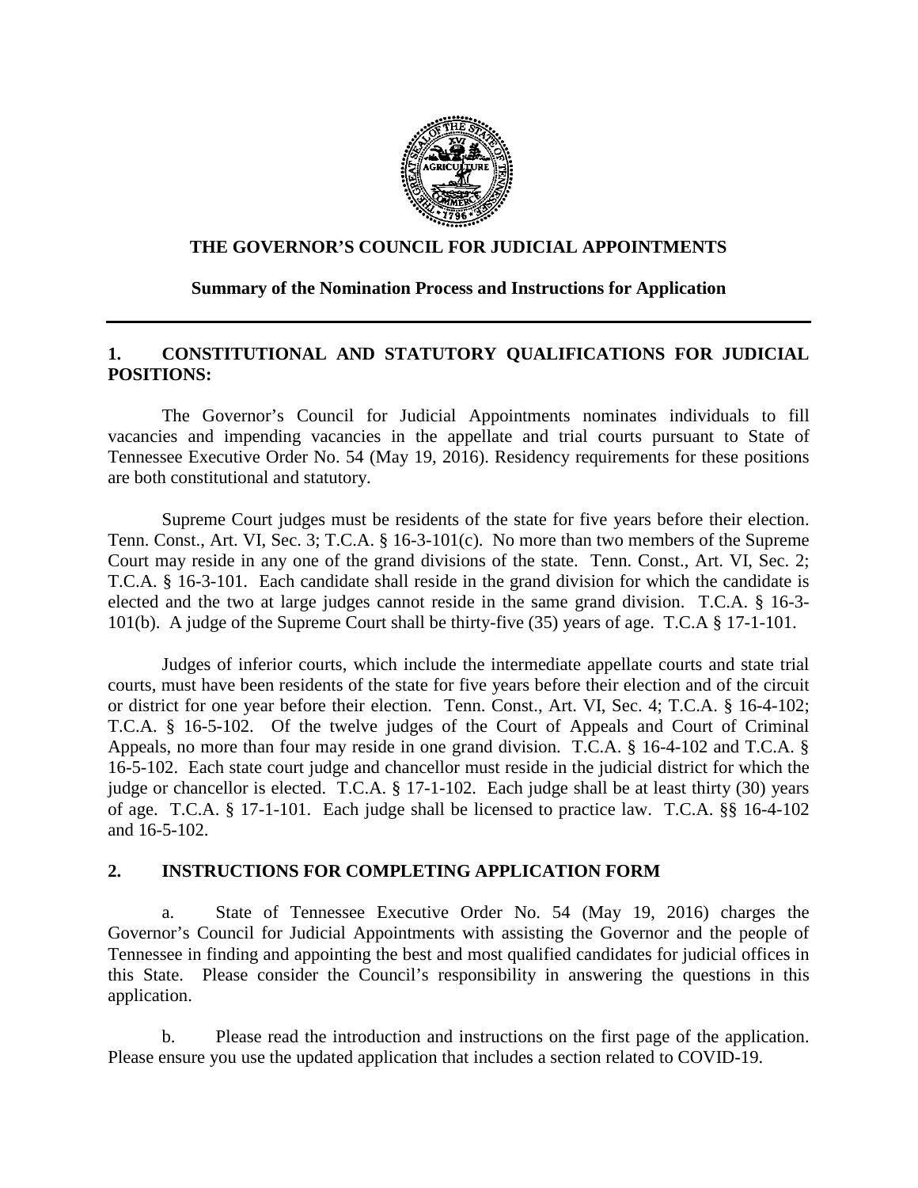# THE GOVERNOR'S COUNCIL FOR JUDICIAL APPOINTMENTS

**Summary of the Nomination Process and Instructions for Application**

---

## 1. CONSTITUTIONAL AND STATUTORY QUALIFICATIONS FOR JUDICIAL POSITIONS:

The Governor's Council for Judicial Appointments nominates individuals to fill vacancies and impending vacancies in the appellate and trial courts pursuant to State of Tennessee Executive Order No. 54 (May 19, 2016). Residency requirements for these positions are both constitutional and statutory.

Supreme Court judges must be residents of the state for five years before their election. Tenn. Const., Art. VI, Sec. 3; T.C.A. § 16-3-101(c). No more than two members of the Supreme Court may reside in any one of the grand divisions of the state. Tenn. Const., Art. VI, Sec. 2; T.C.A. § 16-3-101. Each candidate shall reside in the grand division for which the candidate is elected and the two at large judges cannot reside in the same grand division. T.C.A. § 16-3-101(b). A judge of the Supreme Court shall be thirty-five (35) years of age. T.C.A § 17-1-101.

Judges of inferior courts, which include the intermediate appellate courts and state trial courts, must have been residents of the state for five years before their election and of the circuit or district for one year before their election. Tenn. Const., Art. VI, Sec. 4; T.C.A. § 16-4-102; T.C.A. § 16-5-102. Of the twelve judges of the Court of Appeals and Court of Criminal Appeals, no more than four may reside in one grand division. T.C.A. § 16-4-102 and T.C.A. § 16-5-102. Each state court judge and chancellor must reside in the judicial district for which the judge or chancellor is elected. T.C.A. § 17-1-102. Each judge shall be at least thirty (30) years of age. T.C.A. § 17-1-101. Each judge shall be licensed to practice law. T.C.A. §§ 16-4-102 and 16-5-102.

## 2. INSTRUCTIONS FOR COMPLETING APPLICATION FORM

a. State of Tennessee Executive Order No. 54 (May 19, 2016) charges the Governor's Council for Judicial Appointments with assisting the Governor and the people of Tennessee in finding and appointing the best and most qualified candidates for judicial offices in this State. Please consider the Council's responsibility in answering the questions in this application.

b. Please read the introduction and instructions on the first page of the application. Please ensure you use the updated application that includes a section related to COVID-19.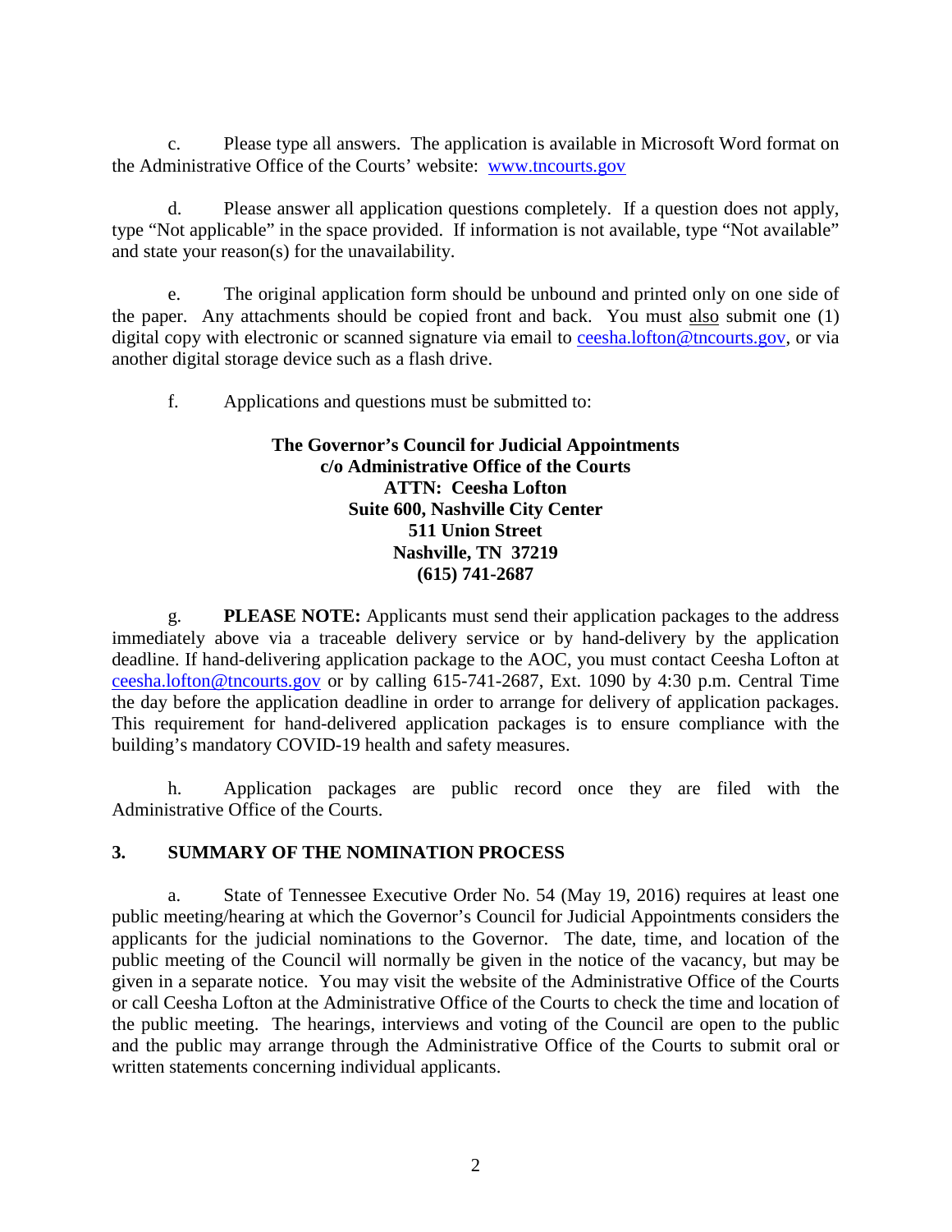c. Please type all answers. The application is available in Microsoft Word format on the Administrative Office of the Courts' website: [www.tncourts.gov](http://www.tncourts.gov)

d. Please answer all application questions completely. If a question does not apply, type "Not applicable" in the space provided. If information is not available, type "Not available" and state your reason(s) for the unavailability.

e. The original application form should be unbound and printed only on one side of the paper. Any attachments should be copied front and back. You must also submit one (1) digital copy with electronic or scanned signature via email to [ceesha.lofton@tncourts.gov](mailto:ceesha.lofton@tncourts.gov), or via another digital storage device such as a flash drive.

f. Applications and questions must be submitted to:

**The Governor's Council for Judicial Appointments**
**c/o Administrative Office of the Courts**
**ATTN: Ceesha Lofton**
**Suite 600, Nashville City Center**
**511 Union Street**
**Nashville, TN 37219**
**(615) 741-2687**

g. **PLEASE NOTE:** Applicants must send their application packages to the address immediately above via a traceable delivery service or by hand-delivery by the application deadline. If hand-delivering application package to the AOC, you must contact Ceesha Lofton at [ceesha.lofton@tncourts.gov](mailto:ceesha.lofton@tncourts.gov) or by calling 615-741-2687, Ext. 1090 by 4:30 p.m. Central Time the day before the application deadline in order to arrange for delivery of application packages. This requirement for hand-delivered application packages is to ensure compliance with the building's mandatory COVID-19 health and safety measures.

h. Application packages are public record once they are filed with the Administrative Office of the Courts.

## 3. SUMMARY OF THE NOMINATION PROCESS

a. State of Tennessee Executive Order No. 54 (May 19, 2016) requires at least one public meeting/hearing at which the Governor's Council for Judicial Appointments considers the applicants for the judicial nominations to the Governor. The date, time, and location of the public meeting of the Council will normally be given in the notice of the vacancy, but may be given in a separate notice. You may visit the website of the Administrative Office of the Courts or call Ceesha Lofton at the Administrative Office of the Courts to check the time and location of the public meeting. The hearings, interviews and voting of the Council are open to the public and the public may arrange through the Administrative Office of the Courts to submit oral or written statements concerning individual applicants.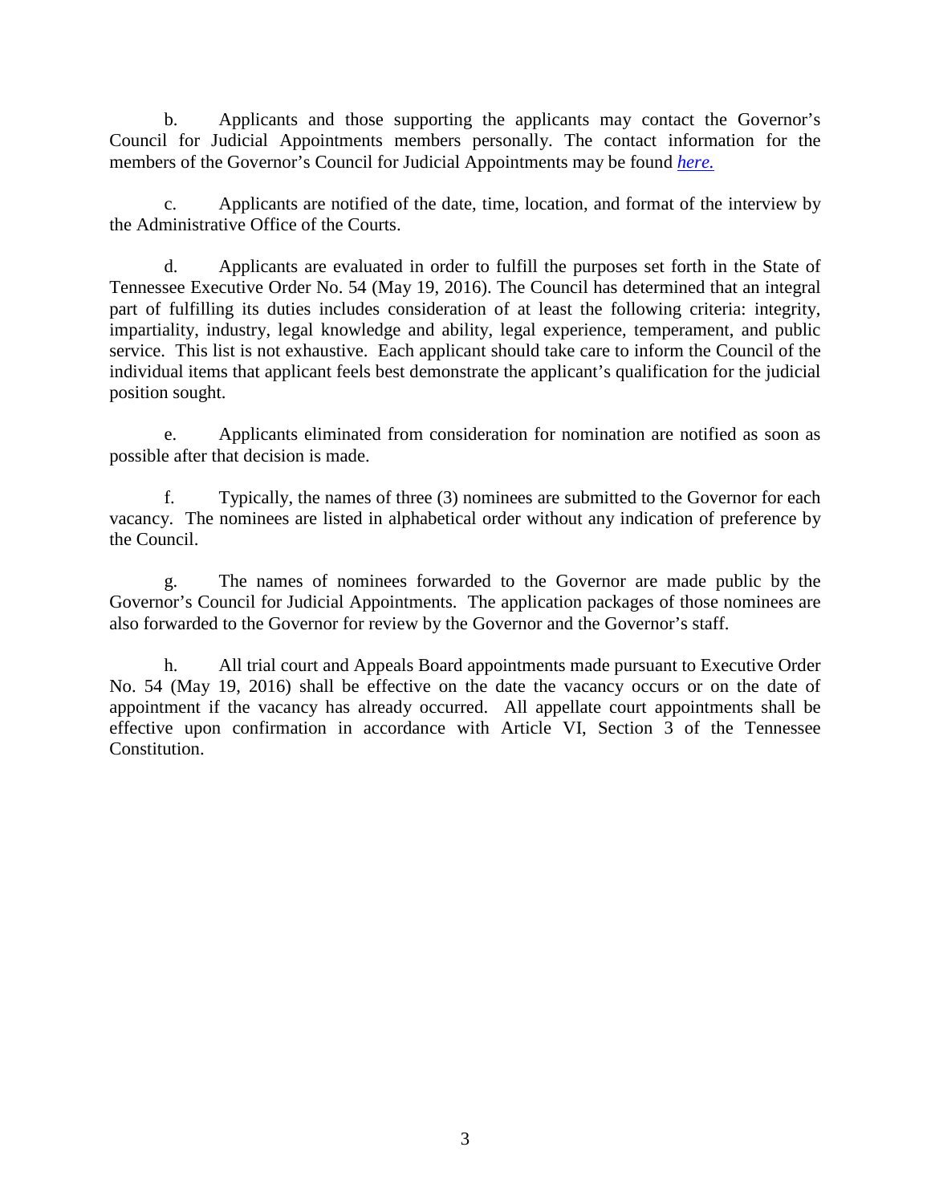b. Applicants and those supporting the applicants may contact the Governor's Council for Judicial Appointments members personally. The contact information for the members of the Governor's Council for Judicial Appointments may be found *here.*

c. Applicants are notified of the date, time, location, and format of the interview by the Administrative Office of the Courts.

d. Applicants are evaluated in order to fulfill the purposes set forth in the State of Tennessee Executive Order No. 54 (May 19, 2016). The Council has determined that an integral part of fulfilling its duties includes consideration of at least the following criteria: integrity, impartiality, industry, legal knowledge and ability, legal experience, temperament, and public service. This list is not exhaustive. Each applicant should take care to inform the Council of the individual items that applicant feels best demonstrate the applicant's qualification for the judicial position sought.

e. Applicants eliminated from consideration for nomination are notified as soon as possible after that decision is made.

f. Typically, the names of three (3) nominees are submitted to the Governor for each vacancy. The nominees are listed in alphabetical order without any indication of preference by the Council.

g. The names of nominees forwarded to the Governor are made public by the Governor's Council for Judicial Appointments. The application packages of those nominees are also forwarded to the Governor for review by the Governor and the Governor's staff.

h. All trial court and Appeals Board appointments made pursuant to Executive Order No. 54 (May 19, 2016) shall be effective on the date the vacancy occurs or on the date of appointment if the vacancy has already occurred. All appellate court appointments shall be effective upon confirmation in accordance with Article VI, Section 3 of the Tennessee Constitution.